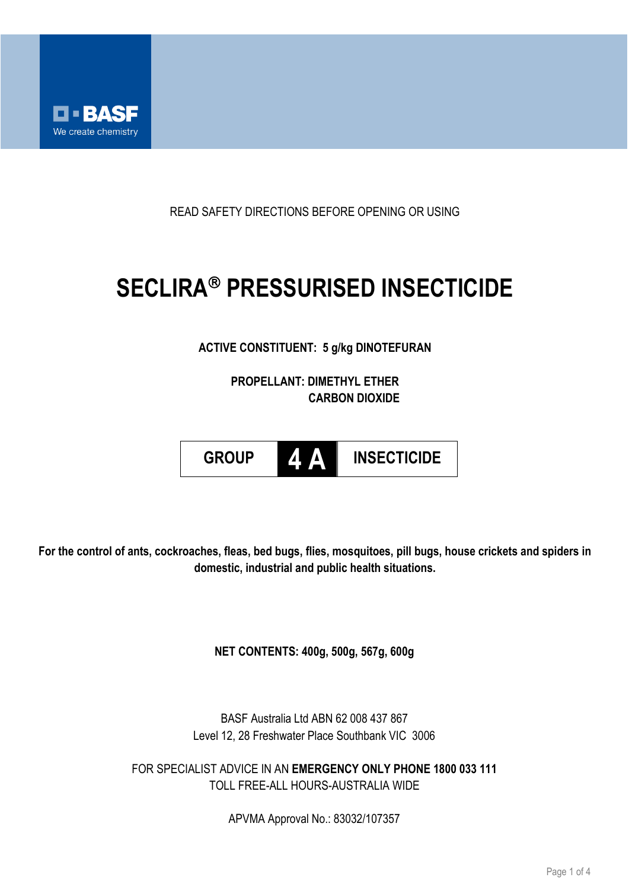BASF
We create chemistry

READ SAFETY DIRECTIONS BEFORE OPENING OR USING

# SECLIRA® PRESSURISED INSECTICIDE

**ACTIVE CONSTITUENT: 5 g/kg DINOTEFURAN**

**PROPELLANT: DIMETHYL ETHER**
**CARBON DIOXIDE**

| GROUP | 4 A | INSECTICIDE |
| --- | --- | --- |

**For the control of ants, cockroaches, fleas, bed bugs, flies, mosquitoes, pill bugs, house crickets and spiders in domestic, industrial and public health situations.**

**NET CONTENTS: 400g, 500g, 567g, 600g**

BASF Australia Ltd ABN 62 008 437 867
Level 12, 28 Freshwater Place Southbank VIC 3006

FOR SPECIALIST ADVICE IN AN **EMERGENCY ONLY PHONE 1800 033 111**
TOLL FREE-ALL HOURS-AUSTRALIA WIDE

APVMA Approval No.: 83032/107357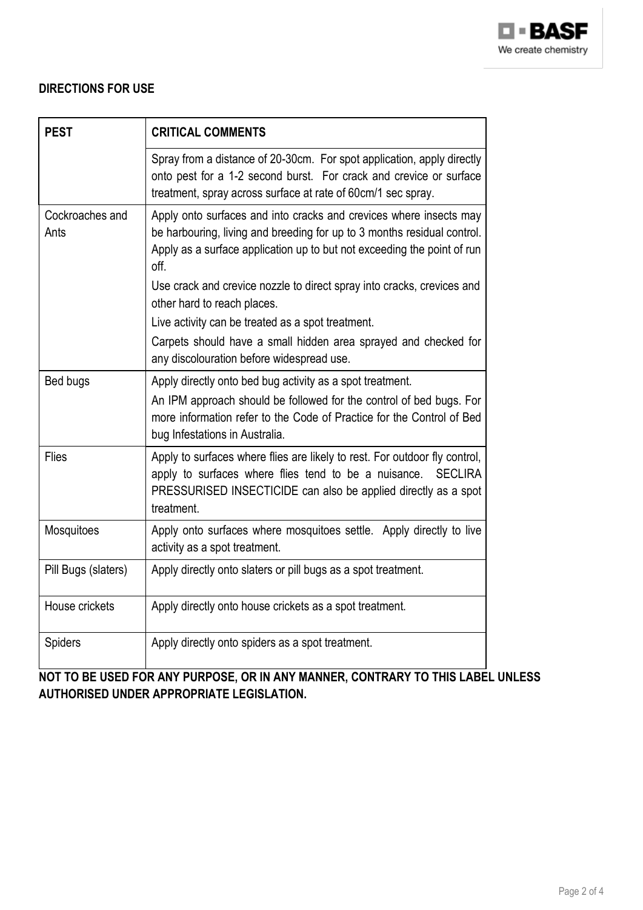**DIRECTIONS FOR USE**

| PEST | CRITICAL COMMENTS |
| --- | --- |
| | Spray from a distance of 20-30cm. For spot application, apply directly onto pest for a 1-2 second burst. For crack and crevice or surface treatment, spray across surface at rate of 60cm/1 sec spray. |
| Cockroaches and Ants | Apply onto surfaces and into cracks and crevices where insects may be harbouring, living and breeding for up to 3 months residual control. Apply as a surface application up to but not exceeding the point of run off.<br>Use crack and crevice nozzle to direct spray into cracks, crevices and other hard to reach places.<br>Live activity can be treated as a spot treatment.<br>Carpets should have a small hidden area sprayed and checked for any discolouration before widespread use. |
| Bed bugs | Apply directly onto bed bug activity as a spot treatment.<br>An IPM approach should be followed for the control of bed bugs. For more information refer to the Code of Practice for the Control of Bed bug Infestations in Australia. |
| Flies | Apply to surfaces where flies are likely to rest. For outdoor fly control, apply to surfaces where flies tend to be a nuisance. SECLIRA PRESSURISED INSECTICIDE can also be applied directly as a spot treatment. |
| Mosquitoes | Apply onto surfaces where mosquitoes settle. Apply directly to live activity as a spot treatment. |
| Pill Bugs (slaters) | Apply directly onto slaters or pill bugs as a spot treatment. |
| House crickets | Apply directly onto house crickets as a spot treatment. |
| Spiders | Apply directly onto spiders as a spot treatment. |

**NOT TO BE USED FOR ANY PURPOSE, OR IN ANY MANNER, CONTRARY TO THIS LABEL UNLESS AUTHORISED UNDER APPROPRIATE LEGISLATION.**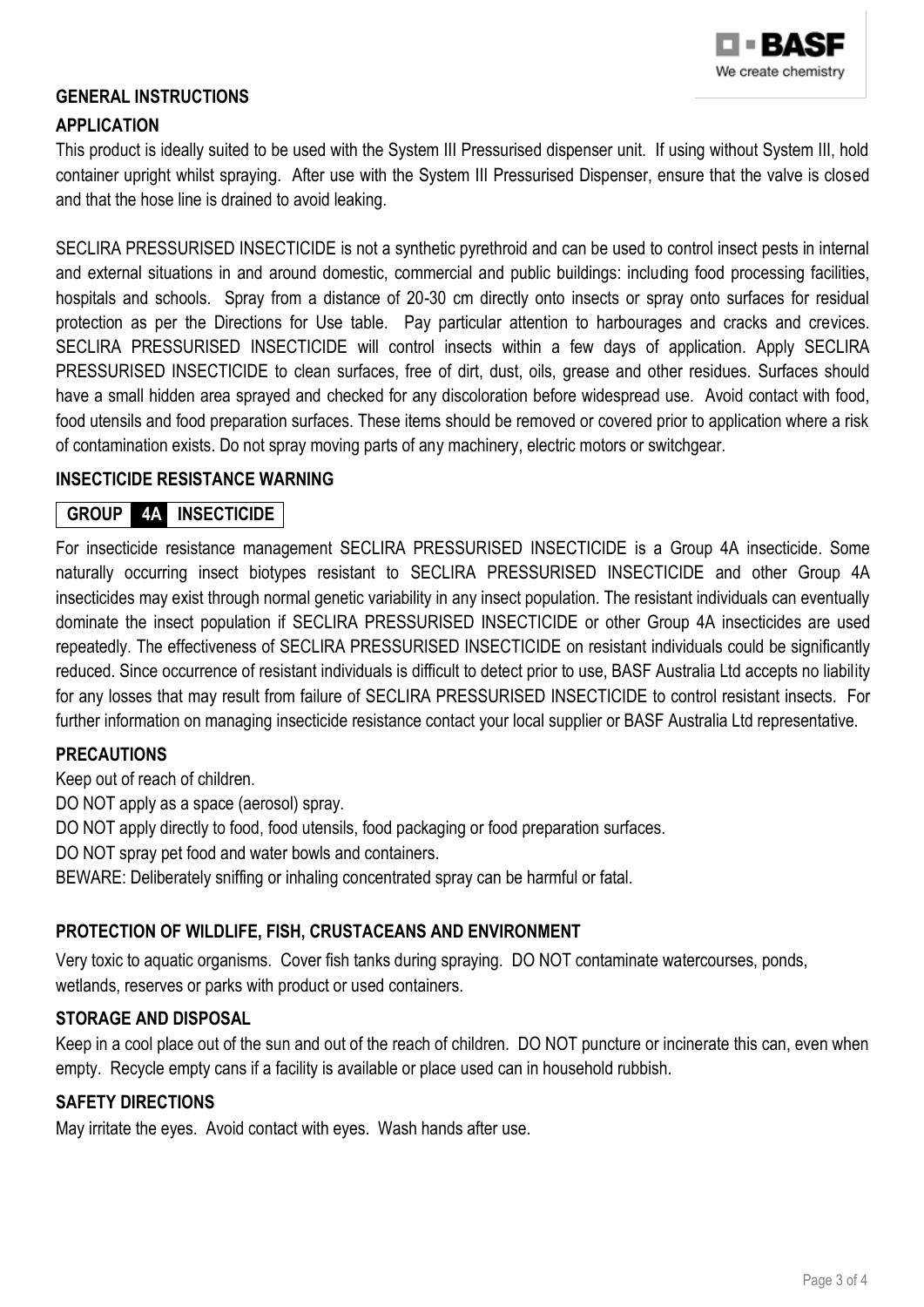## GENERAL INSTRUCTIONS

### APPLICATION

This product is ideally suited to be used with the System III Pressurised dispenser unit. If using without System III, hold container upright whilst spraying. After use with the System III Pressurised Dispenser, ensure that the valve is closed and that the hose line is drained to avoid leaking.

SECLIRA PRESSURISED INSECTICIDE is not a synthetic pyrethroid and can be used to control insect pests in internal and external situations in and around domestic, commercial and public buildings: including food processing facilities, hospitals and schools. Spray from a distance of 20-30 cm directly onto insects or spray onto surfaces for residual protection as per the Directions for Use table. Pay particular attention to harbourages and cracks and crevices. SECLIRA PRESSURISED INSECTICIDE will control insects within a few days of application. Apply SECLIRA PRESSURISED INSECTICIDE to clean surfaces, free of dirt, dust, oils, grease and other residues. Surfaces should have a small hidden area sprayed and checked for any discoloration before widespread use. Avoid contact with food, food utensils and food preparation surfaces. These items should be removed or covered prior to application where a risk of contamination exists. Do not spray moving parts of any machinery, electric motors or switchgear.

### INSECTICIDE RESISTANCE WARNING

**GROUP 4A INSECTICIDE**

For insecticide resistance management SECLIRA PRESSURISED INSECTICIDE is a Group 4A insecticide. Some naturally occurring insect biotypes resistant to SECLIRA PRESSURISED INSECTICIDE and other Group 4A insecticides may exist through normal genetic variability in any insect population. The resistant individuals can eventually dominate the insect population if SECLIRA PRESSURISED INSECTICIDE or other Group 4A insecticides are used repeatedly. The effectiveness of SECLIRA PRESSURISED INSECTICIDE on resistant individuals could be significantly reduced. Since occurrence of resistant individuals is difficult to detect prior to use, BASF Australia Ltd accepts no liability for any losses that may result from failure of SECLIRA PRESSURISED INSECTICIDE to control resistant insects. For further information on managing insecticide resistance contact your local supplier or BASF Australia Ltd representative.

### PRECAUTIONS

Keep out of reach of children.
DO NOT apply as a space (aerosol) spray.
DO NOT apply directly to food, food utensils, food packaging or food preparation surfaces.
DO NOT spray pet food and water bowls and containers.
BEWARE: Deliberately sniffing or inhaling concentrated spray can be harmful or fatal.

### PROTECTION OF WILDLIFE, FISH, CRUSTACEANS AND ENVIRONMENT

Very toxic to aquatic organisms. Cover fish tanks during spraying. DO NOT contaminate watercourses, ponds, wetlands, reserves or parks with product or used containers.

### STORAGE AND DISPOSAL

Keep in a cool place out of the sun and out of the reach of children. DO NOT puncture or incinerate this can, even when empty. Recycle empty cans if a facility is available or place used can in household rubbish.

### SAFETY DIRECTIONS

May irritate the eyes. Avoid contact with eyes. Wash hands after use.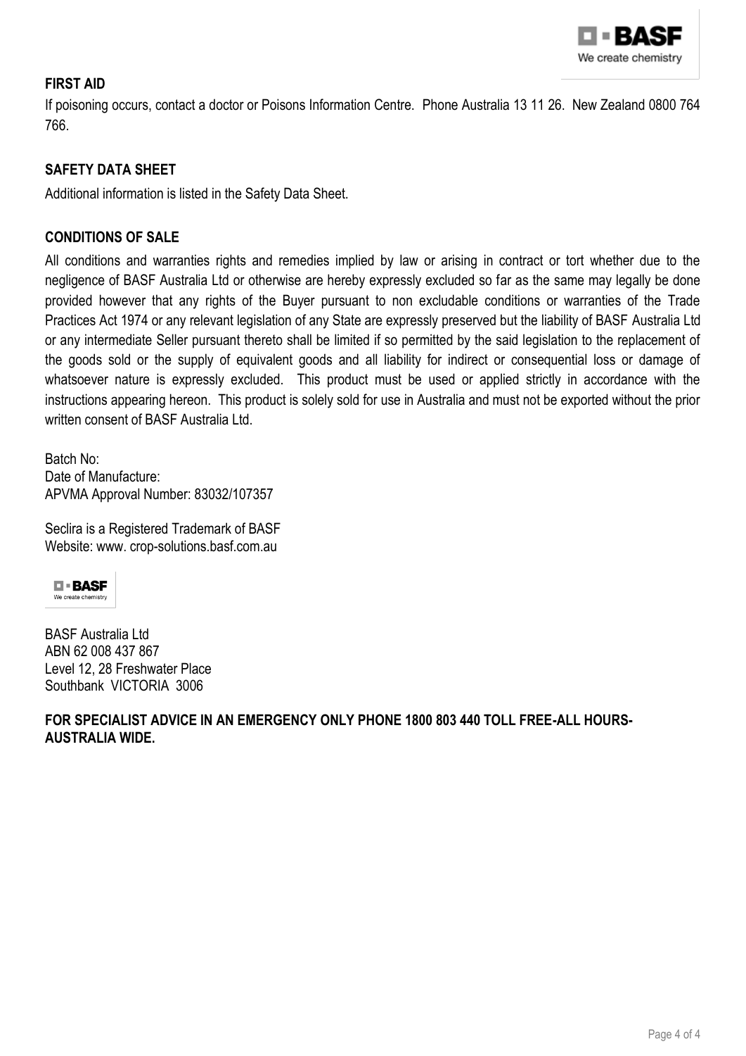## FIRST AID

If poisoning occurs, contact a doctor or Poisons Information Centre. Phone Australia 13 11 26. New Zealand 0800 764 766.

## SAFETY DATA SHEET

Additional information is listed in the Safety Data Sheet.

## CONDITIONS OF SALE

All conditions and warranties rights and remedies implied by law or arising in contract or tort whether due to the negligence of BASF Australia Ltd or otherwise are hereby expressly excluded so far as the same may legally be done provided however that any rights of the Buyer pursuant to non excludable conditions or warranties of the Trade Practices Act 1974 or any relevant legislation of any State are expressly preserved but the liability of BASF Australia Ltd or any intermediate Seller pursuant thereto shall be limited if so permitted by the said legislation to the replacement of the goods sold or the supply of equivalent goods and all liability for indirect or consequential loss or damage of whatsoever nature is expressly excluded. This product must be used or applied strictly in accordance with the instructions appearing hereon. This product is solely sold for use in Australia and must not be exported without the prior written consent of BASF Australia Ltd.

Batch No:
Date of Manufacture:
APVMA Approval Number: 83032/107357

Seclira is a Registered Trademark of BASF
Website: www. crop-solutions.basf.com.au

BASF Australia Ltd
ABN 62 008 437 867
Level 12, 28 Freshwater Place
Southbank VICTORIA 3006

**FOR SPECIALIST ADVICE IN AN EMERGENCY ONLY PHONE 1800 803 440 TOLL FREE-ALL HOURS-AUSTRALIA WIDE.**